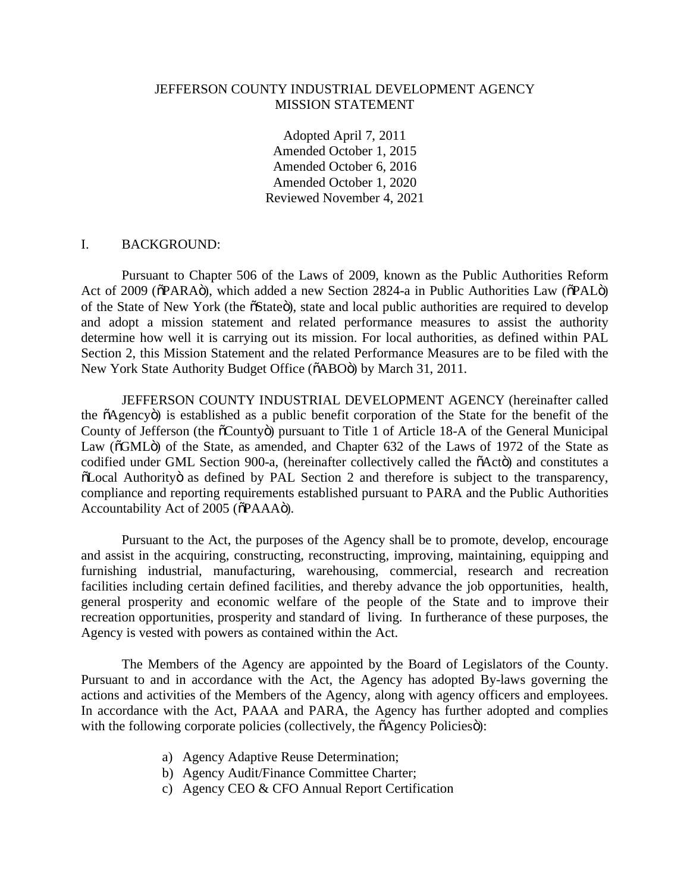JEFFERSON COUNTY INDUSTRIAL DEVELOPMENT AGENCY
MISSION STATEMENT

Adopted April 7, 2011
Amended October 1, 2015
Amended October 6, 2016
Amended October 1, 2020
Reviewed November 4, 2021

## I. BACKGROUND:

Pursuant to Chapter 506 of the Laws of 2009, known as the Public Authorities Reform Act of 2009 (õPARAö), which added a new Section 2824-a in Public Authorities Law (õPALö) of the State of New York (the õStateö), state and local public authorities are required to develop and adopt a mission statement and related performance measures to assist the authority determine how well it is carrying out its mission. For local authorities, as defined within PAL Section 2, this Mission Statement and the related Performance Measures are to be filed with the New York State Authority Budget Office (õABOö) by March 31, 2011.

JEFFERSON COUNTY INDUSTRIAL DEVELOPMENT AGENCY (hereinafter called the õAgencyö) is established as a public benefit corporation of the State for the benefit of the County of Jefferson (the õCountyö) pursuant to Title 1 of Article 18-A of the General Municipal Law (õGMLö) of the State, as amended, and Chapter 632 of the Laws of 1972 of the State as codified under GML Section 900-a, (hereinafter collectively called the õActö) and constitutes a õLocal Authorityö as defined by PAL Section 2 and therefore is subject to the transparency, compliance and reporting requirements established pursuant to PARA and the Public Authorities Accountability Act of 2005 (õPAAAö).

Pursuant to the Act, the purposes of the Agency shall be to promote, develop, encourage and assist in the acquiring, constructing, reconstructing, improving, maintaining, equipping and furnishing industrial, manufacturing, warehousing, commercial, research and recreation facilities including certain defined facilities, and thereby advance the job opportunities, health, general prosperity and economic welfare of the people of the State and to improve their recreation opportunities, prosperity and standard of living. In furtherance of these purposes, the Agency is vested with powers as contained within the Act.

The Members of the Agency are appointed by the Board of Legislators of the County. Pursuant to and in accordance with the Act, the Agency has adopted By-laws governing the actions and activities of the Members of the Agency, along with agency officers and employees. In accordance with the Act, PAAA and PARA, the Agency has further adopted and complies with the following corporate policies (collectively, the õAgency Policiesö):

a) Agency Adaptive Reuse Determination;
b) Agency Audit/Finance Committee Charter;
c) Agency CEO & CFO Annual Report Certification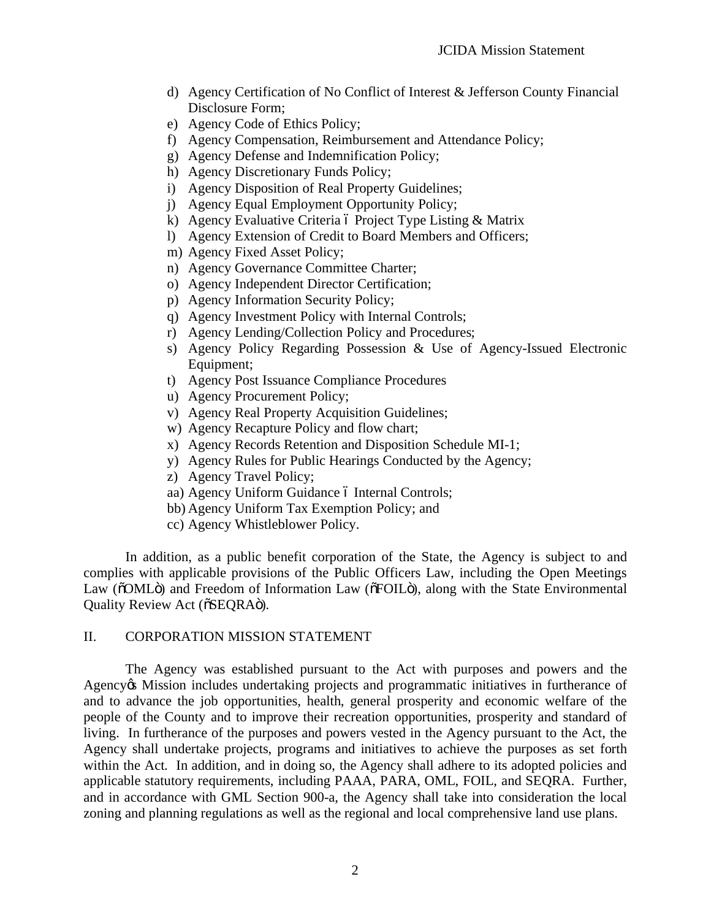d) Agency Certification of No Conflict of Interest & Jefferson County Financial Disclosure Form;
e) Agency Code of Ethics Policy;
f) Agency Compensation, Reimbursement and Attendance Policy;
g) Agency Defense and Indemnification Policy;
h) Agency Discretionary Funds Policy;
i) Agency Disposition of Real Property Guidelines;
j) Agency Equal Employment Opportunity Policy;
k) Agency Evaluative Criteria – Project Type Listing & Matrix
l) Agency Extension of Credit to Board Members and Officers;
m) Agency Fixed Asset Policy;
n) Agency Governance Committee Charter;
o) Agency Independent Director Certification;
p) Agency Information Security Policy;
q) Agency Investment Policy with Internal Controls;
r) Agency Lending/Collection Policy and Procedures;
s) Agency Policy Regarding Possession & Use of Agency-Issued Electronic Equipment;
t) Agency Post Issuance Compliance Procedures
u) Agency Procurement Policy;
v) Agency Real Property Acquisition Guidelines;
w) Agency Recapture Policy and flow chart;
x) Agency Records Retention and Disposition Schedule MI-1;
y) Agency Rules for Public Hearings Conducted by the Agency;
z) Agency Travel Policy;
aa) Agency Uniform Guidance – Internal Controls;
bb) Agency Uniform Tax Exemption Policy; and
cc) Agency Whistleblower Policy.

In addition, as a public benefit corporation of the State, the Agency is subject to and complies with applicable provisions of the Public Officers Law, including the Open Meetings Law ("OML") and Freedom of Information Law ("FOIL"), along with the State Environmental Quality Review Act ("SEQRA").

## II. CORPORATION MISSION STATEMENT

The Agency was established pursuant to the Act with purposes and powers and the Agency's Mission includes undertaking projects and programmatic initiatives in furtherance of and to advance the job opportunities, health, general prosperity and economic welfare of the people of the County and to improve their recreation opportunities, prosperity and standard of living. In furtherance of the purposes and powers vested in the Agency pursuant to the Act, the Agency shall undertake projects, programs and initiatives to achieve the purposes as set forth within the Act. In addition, and in doing so, the Agency shall adhere to its adopted policies and applicable statutory requirements, including PAAA, PARA, OML, FOIL, and SEQRA. Further, and in accordance with GML Section 900-a, the Agency shall take into consideration the local zoning and planning regulations as well as the regional and local comprehensive land use plans.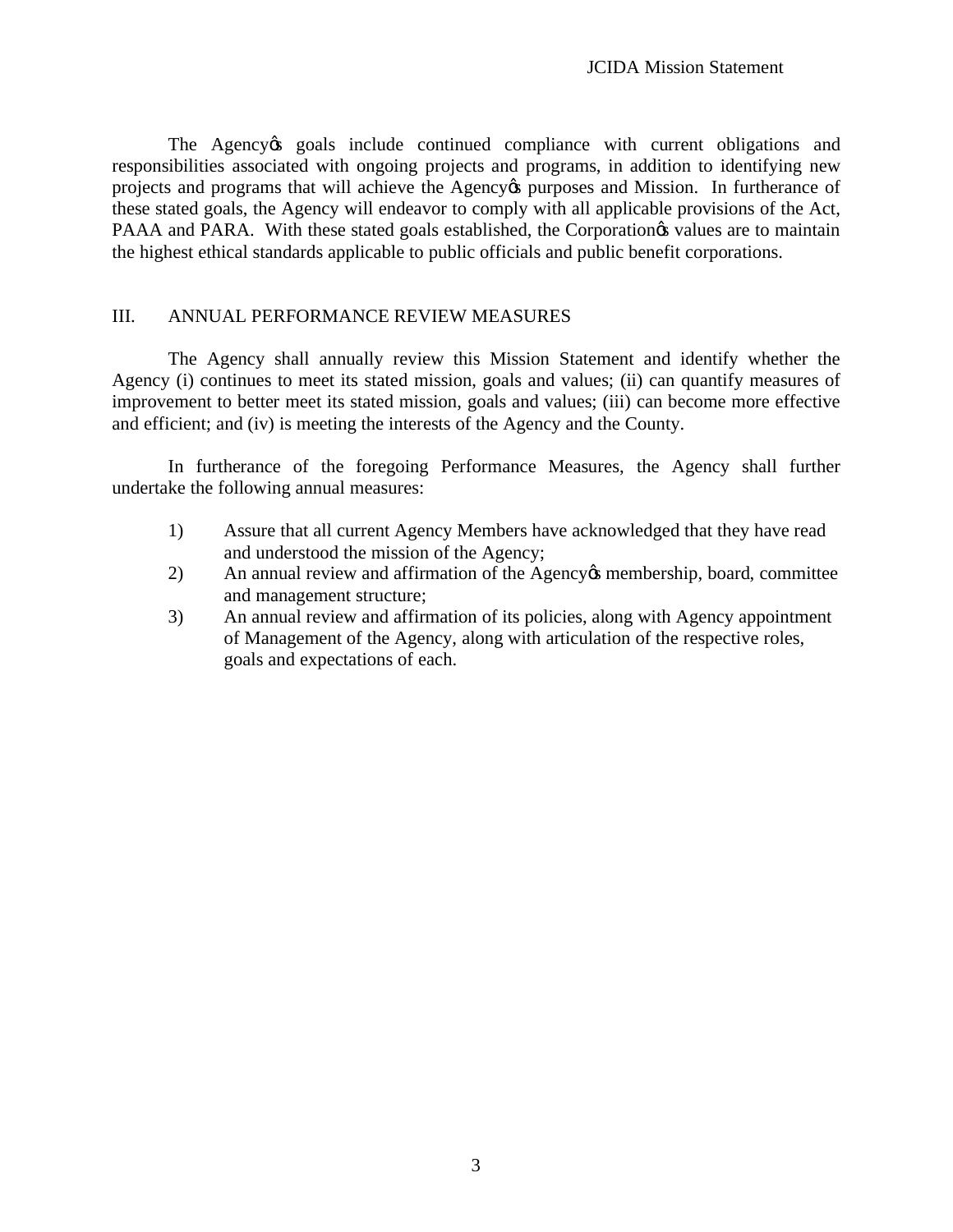The Agency's goals include continued compliance with current obligations and responsibilities associated with ongoing projects and programs, in addition to identifying new projects and programs that will achieve the Agency's purposes and Mission. In furtherance of these stated goals, the Agency will endeavor to comply with all applicable provisions of the Act, PAAA and PARA. With these stated goals established, the Corporation's values are to maintain the highest ethical standards applicable to public officials and public benefit corporations.

## III. ANNUAL PERFORMANCE REVIEW MEASURES

The Agency shall annually review this Mission Statement and identify whether the Agency (i) continues to meet its stated mission, goals and values; (ii) can quantify measures of improvement to better meet its stated mission, goals and values; (iii) can become more effective and efficient; and (iv) is meeting the interests of the Agency and the County.

In furtherance of the foregoing Performance Measures, the Agency shall further undertake the following annual measures:

1) Assure that all current Agency Members have acknowledged that they have read and understood the mission of the Agency;
2) An annual review and affirmation of the Agency's membership, board, committee and management structure;
3) An annual review and affirmation of its policies, along with Agency appointment of Management of the Agency, along with articulation of the respective roles, goals and expectations of each.